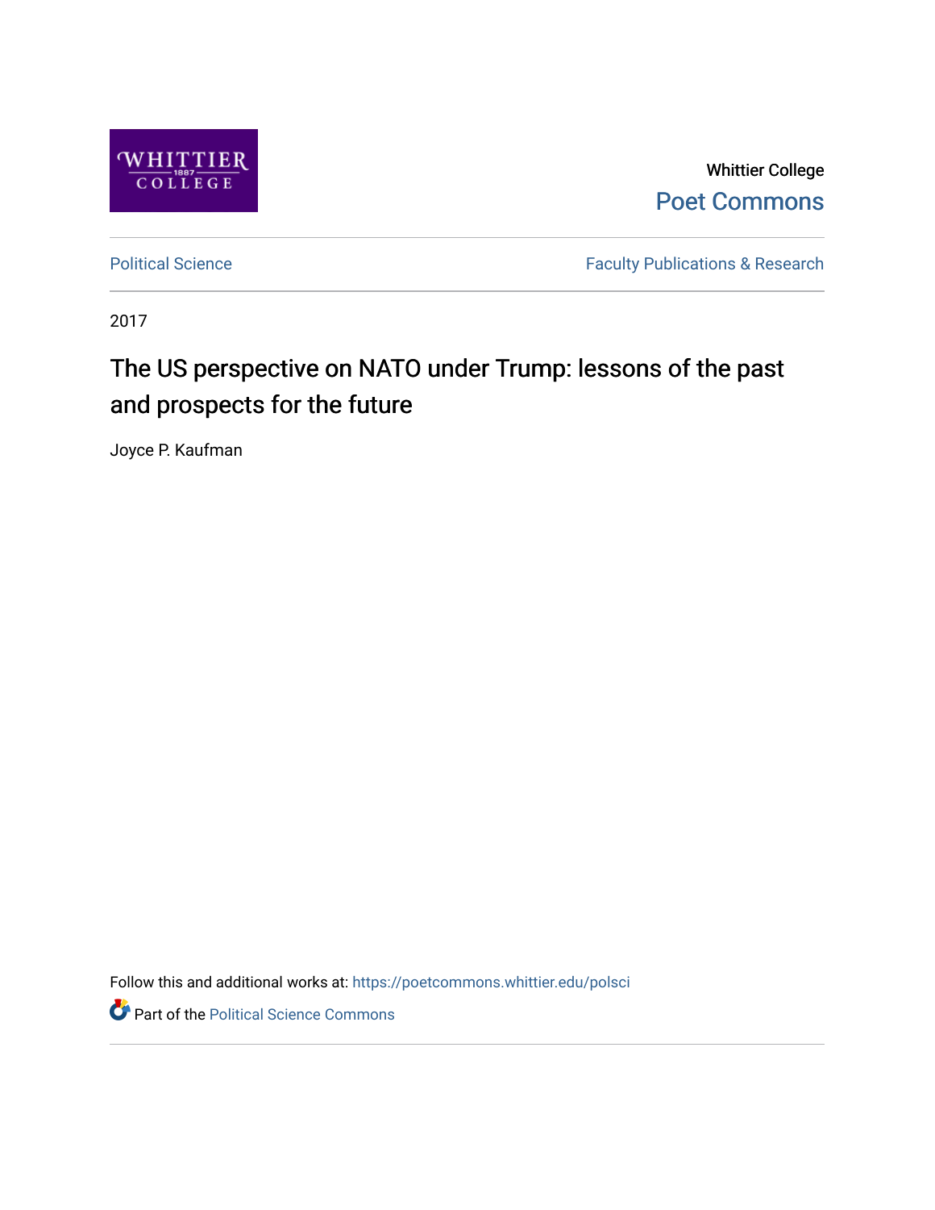Whittier College
Poet Commons

Political Science | Faculty Publications & Research

2017

# The US perspective on NATO under Trump: lessons of the past and prospects for the future

Joyce P. Kaufman

Follow this and additional works at: https://poetcommons.whittier.edu/polsci

Part of the Political Science Commons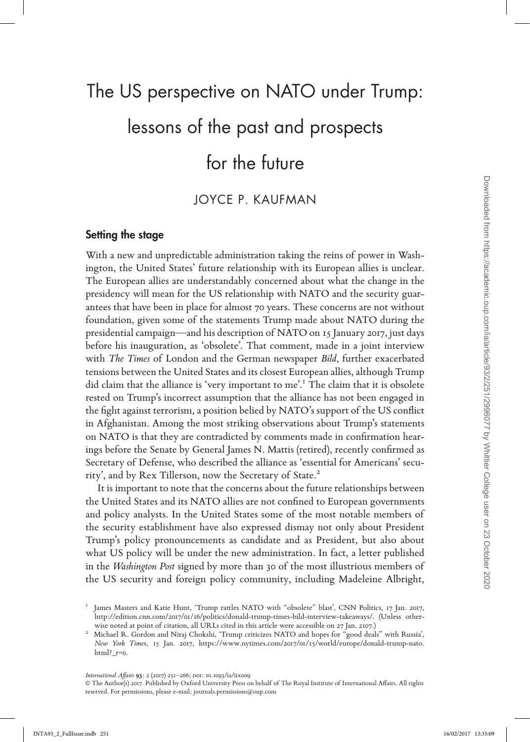# The US perspective on NATO under Trump: lessons of the past and prospects for the future

JOYCE P. KAUFMAN

## Setting the stage

With a new and unpredictable administration taking the reins of power in Washington, the United States' future relationship with its European allies is unclear. The European allies are understandably concerned about what the change in the presidency will mean for the US relationship with NATO and the security guarantees that have been in place for almost 70 years. These concerns are not without foundation, given some of the statements Trump made about NATO during the presidential campaign—and his description of NATO on 15 January 2017, just days before his inauguration, as 'obsolete'. That comment, made in a joint interview with *The Times* of London and the German newspaper *Bild*, further exacerbated tensions between the United States and its closest European allies, although Trump did claim that the alliance is 'very important to me'.[1] The claim that it is obsolete rested on Trump's incorrect assumption that the alliance has not been engaged in the fight against terrorism, a position belied by NATO's support of the US conflict in Afghanistan. Among the most striking observations about Trump's statements on NATO is that they are contradicted by comments made in confirmation hearings before the Senate by General James N. Mattis (retired), recently confirmed as Secretary of Defense, who described the alliance as 'essential for Americans' security', and by Rex Tillerson, now the Secretary of State.[2]

It is important to note that the concerns about the future relationships between the United States and its NATO allies are not confined to European governments and policy analysts. In the United States some of the most notable members of the security establishment have also expressed dismay not only about President Trump's policy pronouncements as candidate and as President, but also about what US policy will be under the new administration. In fact, a letter published in the *Washington Post* signed by more than 30 of the most illustrious members of the US security and foreign policy community, including Madeleine Albright,

[1] James Masters and Katie Hunt, 'Trump rattles NATO with "obsolete" blast', CNN Politics, 17 Jan. 2017, http://edition.cnn.com/2017/01/16/politics/donald-trump-times-bild-interview-takeaways/. (Unless otherwise noted at point of citation, all URLs cited in this article were accessible on 27 Jan. 2107.)

[2] Michael R. Gordon and Niraj Chokshi, 'Trump criticizes NATO and hopes for "good deals" with Russia', *New York Times*, 15 Jan. 2017, https://www.nytimes.com/2017/01/15/world/europe/donald-trump-nato.html?_r=0.

*International Affairs* **93**: 2 (2017) 251–266; DOI: 10.1093/ia/iix009

© The Author(s) 2017. Published by Oxford University Press on behalf of The Royal Institute of International Affairs. All rights reserved. For permissions, please e-mail: journals.permissions@oup.com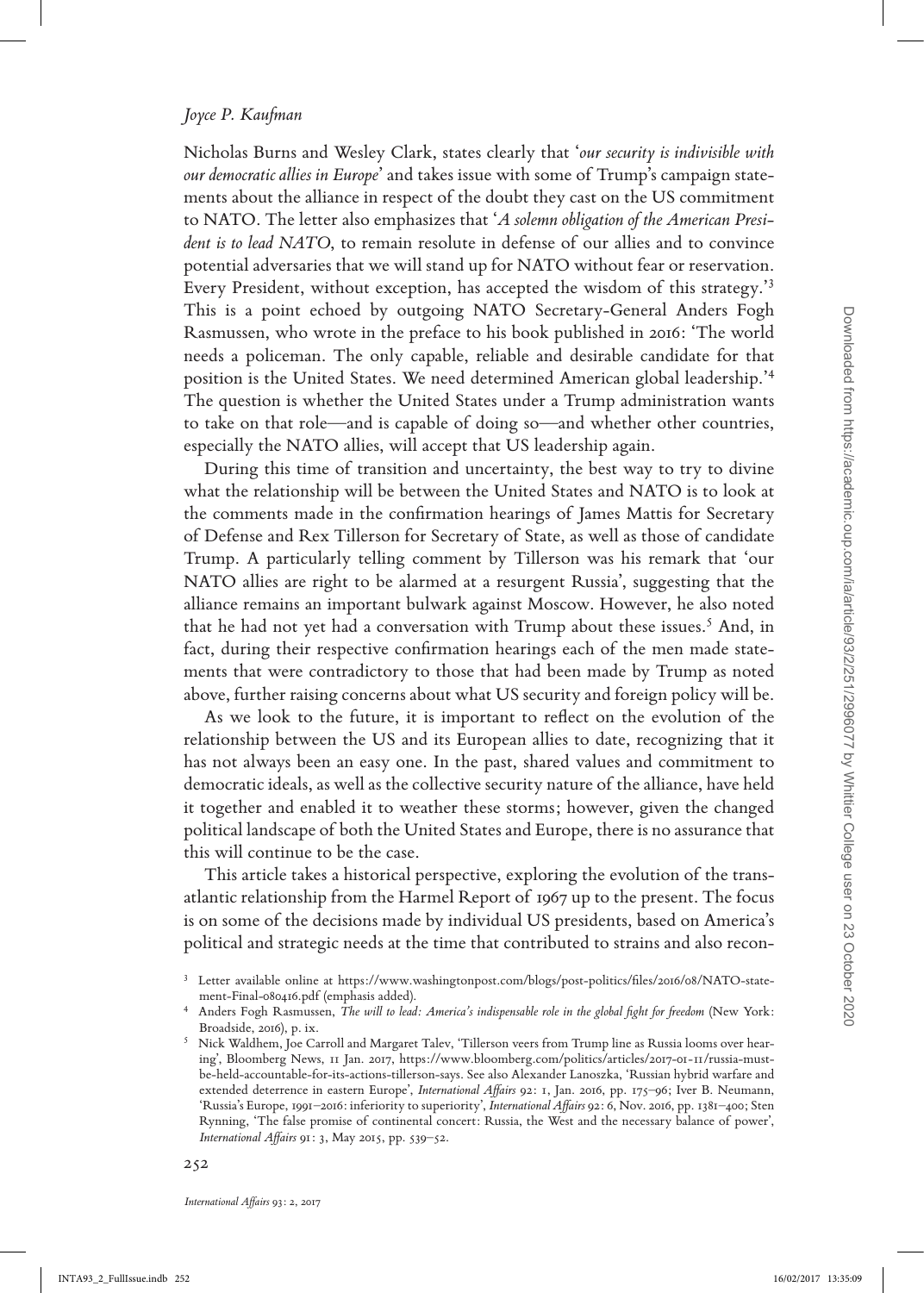Nicholas Burns and Wesley Clark, states clearly that '*our security is indivisible with our democratic allies in Europe*' and takes issue with some of Trump's campaign statements about the alliance in respect of the doubt they cast on the US commitment to NATO. The letter also emphasizes that '*A solemn obligation of the American President is to lead NATO*, to remain resolute in defense of our allies and to convince potential adversaries that we will stand up for NATO without fear or reservation. Every President, without exception, has accepted the wisdom of this strategy.'[3] This is a point echoed by outgoing NATO Secretary-General Anders Fogh Rasmussen, who wrote in the preface to his book published in 2016: 'The world needs a policeman. The only capable, reliable and desirable candidate for that position is the United States. We need determined American global leadership.'[4] The question is whether the United States under a Trump administration wants to take on that role—and is capable of doing so—and whether other countries, especially the NATO allies, will accept that US leadership again.

During this time of transition and uncertainty, the best way to try to divine what the relationship will be between the United States and NATO is to look at the comments made in the confirmation hearings of James Mattis for Secretary of Defense and Rex Tillerson for Secretary of State, as well as those of candidate Trump. A particularly telling comment by Tillerson was his remark that 'our NATO allies are right to be alarmed at a resurgent Russia', suggesting that the alliance remains an important bulwark against Moscow. However, he also noted that he had not yet had a conversation with Trump about these issues.[5] And, in fact, during their respective confirmation hearings each of the men made statements that were contradictory to those that had been made by Trump as noted above, further raising concerns about what US security and foreign policy will be.

As we look to the future, it is important to reflect on the evolution of the relationship between the US and its European allies to date, recognizing that it has not always been an easy one. In the past, shared values and commitment to democratic ideals, as well as the collective security nature of the alliance, have held it together and enabled it to weather these storms; however, given the changed political landscape of both the United States and Europe, there is no assurance that this will continue to be the case.

This article takes a historical perspective, exploring the evolution of the transatlantic relationship from the Harmel Report of 1967 up to the present. The focus is on some of the decisions made by individual US presidents, based on America's political and strategic needs at the time that contributed to strains and also recon-

[3] Letter available online at https://www.washingtonpost.com/blogs/post-politics/files/2016/08/NATO-statement-Final-080416.pdf (emphasis added).

[4] Anders Fogh Rasmussen, *The will to lead: America's indispensable role in the global fight for freedom* (New York: Broadside, 2016), p. ix.

[5] Nick Waldhem, Joe Carroll and Margaret Talev, 'Tillerson veers from Trump line as Russia looms over hearing', Bloomberg News, 11 Jan. 2017, https://www.bloomberg.com/politics/articles/2017-01-11/russia-must-be-held-accountable-for-its-actions-tillerson-says. See also Alexander Lanoszka, 'Russian hybrid warfare and extended deterrence in eastern Europe', *International Affairs* 92: 1, Jan. 2016, pp. 175–96; Iver B. Neumann, 'Russia's Europe, 1991–2016: inferiority to superiority', *International Affairs* 92: 6, Nov. 2016, pp. 1381–400; Sten Rynning, 'The false promise of continental concert: Russia, the West and the necessary balance of power', *International Affairs* 91: 3, May 2015, pp. 539–52.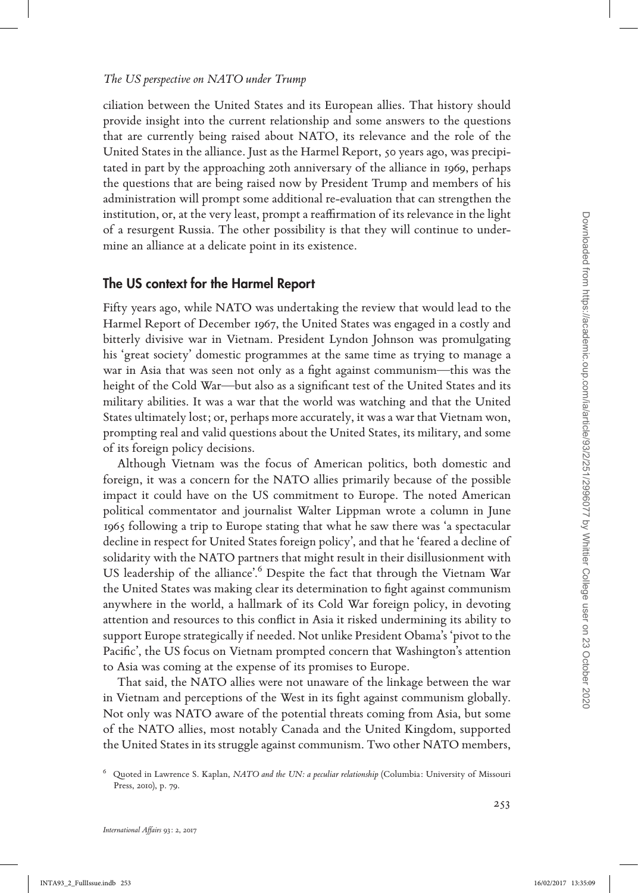ciliation between the United States and its European allies. That history should provide insight into the current relationship and some answers to the questions that are currently being raised about NATO, its relevance and the role of the United States in the alliance. Just as the Harmel Report, 50 years ago, was precipitated in part by the approaching 20th anniversary of the alliance in 1969, perhaps the questions that are being raised now by President Trump and members of his administration will prompt some additional re-evaluation that can strengthen the institution, or, at the very least, prompt a reaffirmation of its relevance in the light of a resurgent Russia. The other possibility is that they will continue to undermine an alliance at a delicate point in its existence.

## The US context for the Harmel Report

Fifty years ago, while NATO was undertaking the review that would lead to the Harmel Report of December 1967, the United States was engaged in a costly and bitterly divisive war in Vietnam. President Lyndon Johnson was promulgating his 'great society' domestic programmes at the same time as trying to manage a war in Asia that was seen not only as a fight against communism—this was the height of the Cold War—but also as a significant test of the United States and its military abilities. It was a war that the world was watching and that the United States ultimately lost; or, perhaps more accurately, it was a war that Vietnam won, prompting real and valid questions about the United States, its military, and some of its foreign policy decisions.

Although Vietnam was the focus of American politics, both domestic and foreign, it was a concern for the NATO allies primarily because of the possible impact it could have on the US commitment to Europe. The noted American political commentator and journalist Walter Lippman wrote a column in June 1965 following a trip to Europe stating that what he saw there was 'a spectacular decline in respect for United States foreign policy', and that he 'feared a decline of solidarity with the NATO partners that might result in their disillusionment with US leadership of the alliance'.[6] Despite the fact that through the Vietnam War the United States was making clear its determination to fight against communism anywhere in the world, a hallmark of its Cold War foreign policy, in devoting attention and resources to this conflict in Asia it risked undermining its ability to support Europe strategically if needed. Not unlike President Obama's 'pivot to the Pacific', the US focus on Vietnam prompted concern that Washington's attention to Asia was coming at the expense of its promises to Europe.

That said, the NATO allies were not unaware of the linkage between the war in Vietnam and perceptions of the West in its fight against communism globally. Not only was NATO aware of the potential threats coming from Asia, but some of the NATO allies, most notably Canada and the United Kingdom, supported the United States in its struggle against communism. Two other NATO members,

[6] Quoted in Lawrence S. Kaplan, *NATO and the UN: a peculiar relationship* (Columbia: University of Missouri Press, 2010), p. 79.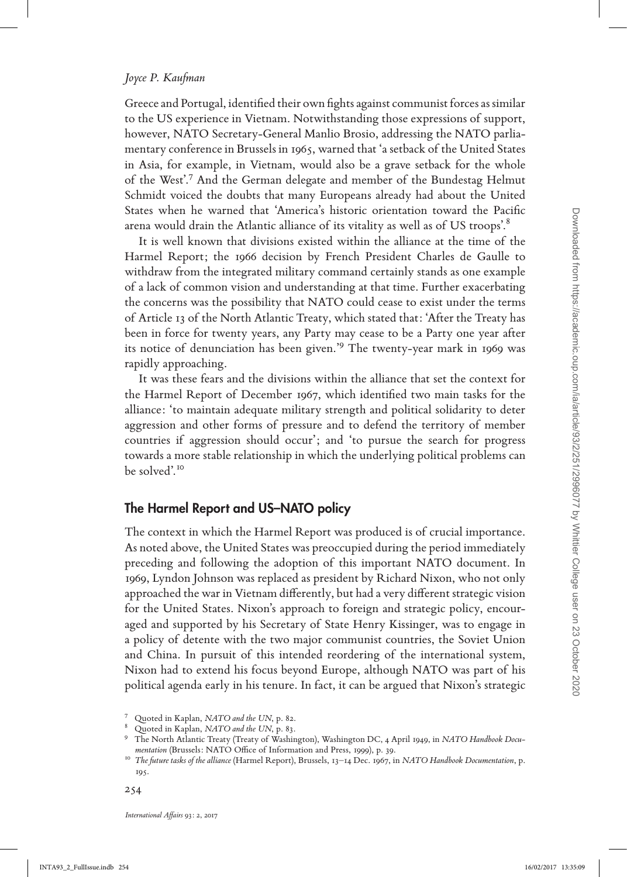Greece and Portugal, identified their own fights against communist forces as similar to the US experience in Vietnam. Notwithstanding those expressions of support, however, NATO Secretary-General Manlio Brosio, addressing the NATO parliamentary conference in Brussels in 1965, warned that 'a setback of the United States in Asia, for example, in Vietnam, would also be a grave setback for the whole of the West'.[7] And the German delegate and member of the Bundestag Helmut Schmidt voiced the doubts that many Europeans already had about the United States when he warned that 'America's historic orientation toward the Pacific arena would drain the Atlantic alliance of its vitality as well as of US troops'.[8]

It is well known that divisions existed within the alliance at the time of the Harmel Report; the 1966 decision by French President Charles de Gaulle to withdraw from the integrated military command certainly stands as one example of a lack of common vision and understanding at that time. Further exacerbating the concerns was the possibility that NATO could cease to exist under the terms of Article 13 of the North Atlantic Treaty, which stated that: 'After the Treaty has been in force for twenty years, any Party may cease to be a Party one year after its notice of denunciation has been given.'[9] The twenty-year mark in 1969 was rapidly approaching.

It was these fears and the divisions within the alliance that set the context for the Harmel Report of December 1967, which identified two main tasks for the alliance: 'to maintain adequate military strength and political solidarity to deter aggression and other forms of pressure and to defend the territory of member countries if aggression should occur'; and 'to pursue the search for progress towards a more stable relationship in which the underlying political problems can be solved'.[10]

## The Harmel Report and US–NATO policy

The context in which the Harmel Report was produced is of crucial importance. As noted above, the United States was preoccupied during the period immediately preceding and following the adoption of this important NATO document. In 1969, Lyndon Johnson was replaced as president by Richard Nixon, who not only approached the war in Vietnam differently, but had a very different strategic vision for the United States. Nixon's approach to foreign and strategic policy, encouraged and supported by his Secretary of State Henry Kissinger, was to engage in a policy of detente with the two major communist countries, the Soviet Union and China. In pursuit of this intended reordering of the international system, Nixon had to extend his focus beyond Europe, although NATO was part of his political agenda early in his tenure. In fact, it can be argued that Nixon's strategic

---

[7] Quoted in Kaplan, *NATO and the UN*, p. 82.

[8] Quoted in Kaplan, *NATO and the UN*, p. 83.

[9] The North Atlantic Treaty (Treaty of Washington), Washington DC, 4 April 1949, in *NATO Handbook Documentation* (Brussels: NATO Office of Information and Press, 1999), p. 39.

[10] *The future tasks of the alliance* (Harmel Report), Brussels, 13–14 Dec. 1967, in *NATO Handbook Documentation*, p. 195.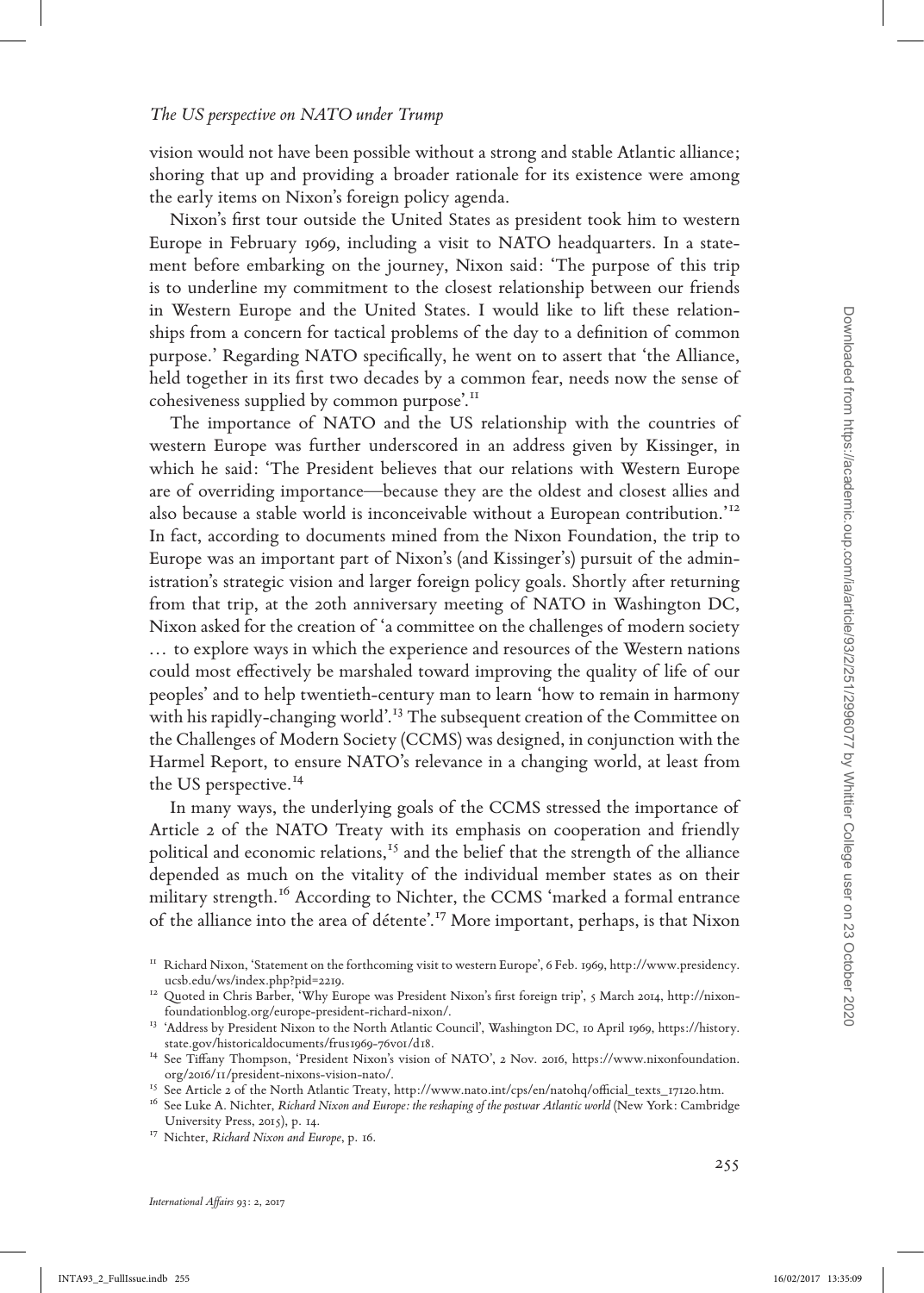vision would not have been possible without a strong and stable Atlantic alliance; shoring that up and providing a broader rationale for its existence were among the early items on Nixon's foreign policy agenda.

Nixon's first tour outside the United States as president took him to western Europe in February 1969, including a visit to NATO headquarters. In a statement before embarking on the journey, Nixon said: 'The purpose of this trip is to underline my commitment to the closest relationship between our friends in Western Europe and the United States. I would like to lift these relationships from a concern for tactical problems of the day to a definition of common purpose.' Regarding NATO specifically, he went on to assert that 'the Alliance, held together in its first two decades by a common fear, needs now the sense of cohesiveness supplied by common purpose'.[11]

The importance of NATO and the US relationship with the countries of western Europe was further underscored in an address given by Kissinger, in which he said: 'The President believes that our relations with Western Europe are of overriding importance—because they are the oldest and closest allies and also because a stable world is inconceivable without a European contribution.'[12] In fact, according to documents mined from the Nixon Foundation, the trip to Europe was an important part of Nixon's (and Kissinger's) pursuit of the administration's strategic vision and larger foreign policy goals. Shortly after returning from that trip, at the 20th anniversary meeting of NATO in Washington DC, Nixon asked for the creation of 'a committee on the challenges of modern society … to explore ways in which the experience and resources of the Western nations could most effectively be marshaled toward improving the quality of life of our peoples' and to help twentieth-century man to learn 'how to remain in harmony with his rapidly-changing world'.[13] The subsequent creation of the Committee on the Challenges of Modern Society (CCMS) was designed, in conjunction with the Harmel Report, to ensure NATO's relevance in a changing world, at least from the US perspective.[14]

In many ways, the underlying goals of the CCMS stressed the importance of Article 2 of the NATO Treaty with its emphasis on cooperation and friendly political and economic relations,[15] and the belief that the strength of the alliance depended as much on the vitality of the individual member states as on their military strength.[16] According to Nichter, the CCMS 'marked a formal entrance of the alliance into the area of détente'.[17] More important, perhaps, is that Nixon

[11] Richard Nixon, 'Statement on the forthcoming visit to western Europe', 6 Feb. 1969, http://www.presidency.ucsb.edu/ws/index.php?pid=2219.

[12] Quoted in Chris Barber, 'Why Europe was President Nixon's first foreign trip', 5 March 2014, http://nixonfoundationblog.org/europe-president-richard-nixon/.

[13] 'Address by President Nixon to the North Atlantic Council', Washington DC, 10 April 1969, https://history.state.gov/historicaldocuments/frus1969-76v01/d18.

[14] See Tiffany Thompson, 'President Nixon's vision of NATO', 2 Nov. 2016, https://www.nixonfoundation.org/2016/11/president-nixons-vision-nato/.

[15] See Article 2 of the North Atlantic Treaty, http://www.nato.int/cps/en/natohq/official_texts_17120.htm.

[16] See Luke A. Nichter, *Richard Nixon and Europe: the reshaping of the postwar Atlantic world* (New York: Cambridge University Press, 2015), p. 14.

[17] Nichter, *Richard Nixon and Europe*, p. 16.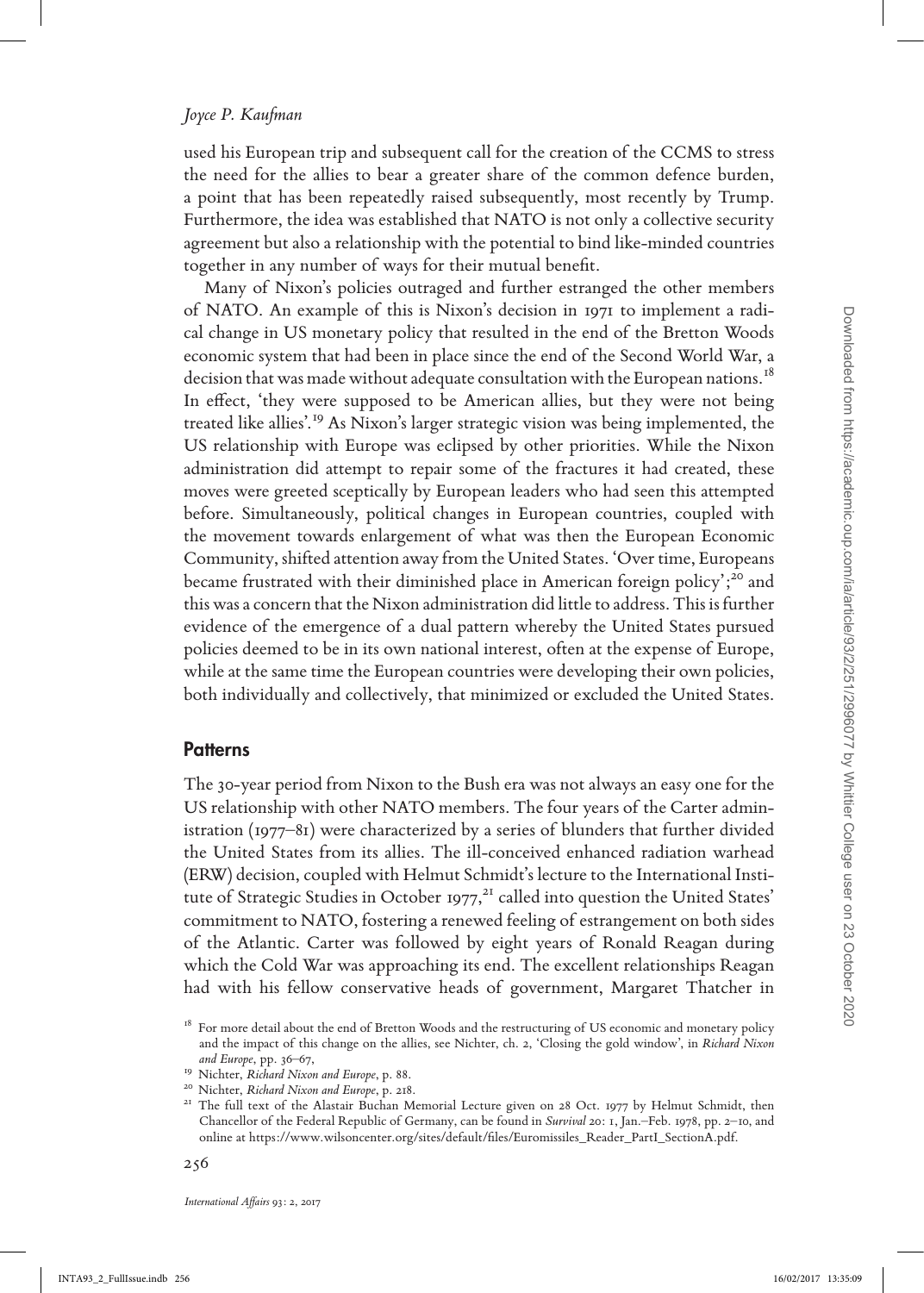used his European trip and subsequent call for the creation of the CCMS to stress the need for the allies to bear a greater share of the common defence burden, a point that has been repeatedly raised subsequently, most recently by Trump. Furthermore, the idea was established that NATO is not only a collective security agreement but also a relationship with the potential to bind like-minded countries together in any number of ways for their mutual benefit.

Many of Nixon's policies outraged and further estranged the other members of NATO. An example of this is Nixon's decision in 1971 to implement a radical change in US monetary policy that resulted in the end of the Bretton Woods economic system that had been in place since the end of the Second World War, a decision that was made without adequate consultation with the European nations.[18] In effect, 'they were supposed to be American allies, but they were not being treated like allies'.[19] As Nixon's larger strategic vision was being implemented, the US relationship with Europe was eclipsed by other priorities. While the Nixon administration did attempt to repair some of the fractures it had created, these moves were greeted sceptically by European leaders who had seen this attempted before. Simultaneously, political changes in European countries, coupled with the movement towards enlargement of what was then the European Economic Community, shifted attention away from the United States. 'Over time, Europeans became frustrated with their diminished place in American foreign policy';[20] and this was a concern that the Nixon administration did little to address. This is further evidence of the emergence of a dual pattern whereby the United States pursued policies deemed to be in its own national interest, often at the expense of Europe, while at the same time the European countries were developing their own policies, both individually and collectively, that minimized or excluded the United States.

## Patterns

The 30-year period from Nixon to the Bush era was not always an easy one for the US relationship with other NATO members. The four years of the Carter administration (1977–81) were characterized by a series of blunders that further divided the United States from its allies. The ill-conceived enhanced radiation warhead (ERW) decision, coupled with Helmut Schmidt's lecture to the International Institute of Strategic Studies in October 1977,[21] called into question the United States' commitment to NATO, fostering a renewed feeling of estrangement on both sides of the Atlantic. Carter was followed by eight years of Ronald Reagan during which the Cold War was approaching its end. The excellent relationships Reagan had with his fellow conservative heads of government, Margaret Thatcher in

[18] For more detail about the end of Bretton Woods and the restructuring of US economic and monetary policy and the impact of this change on the allies, see Nichter, ch. 2, 'Closing the gold window', in *Richard Nixon and Europe*, pp. 36–67,

[19] Nichter, *Richard Nixon and Europe*, p. 88.

[20] Nichter, *Richard Nixon and Europe*, p. 218.

[21] The full text of the Alastair Buchan Memorial Lecture given on 28 Oct. 1977 by Helmut Schmidt, then Chancellor of the Federal Republic of Germany, can be found in *Survival* 20: 1, Jan.–Feb. 1978, pp. 2–10, and online at https://www.wilsoncenter.org/sites/default/files/Euromissiles_Reader_PartI_SectionA.pdf.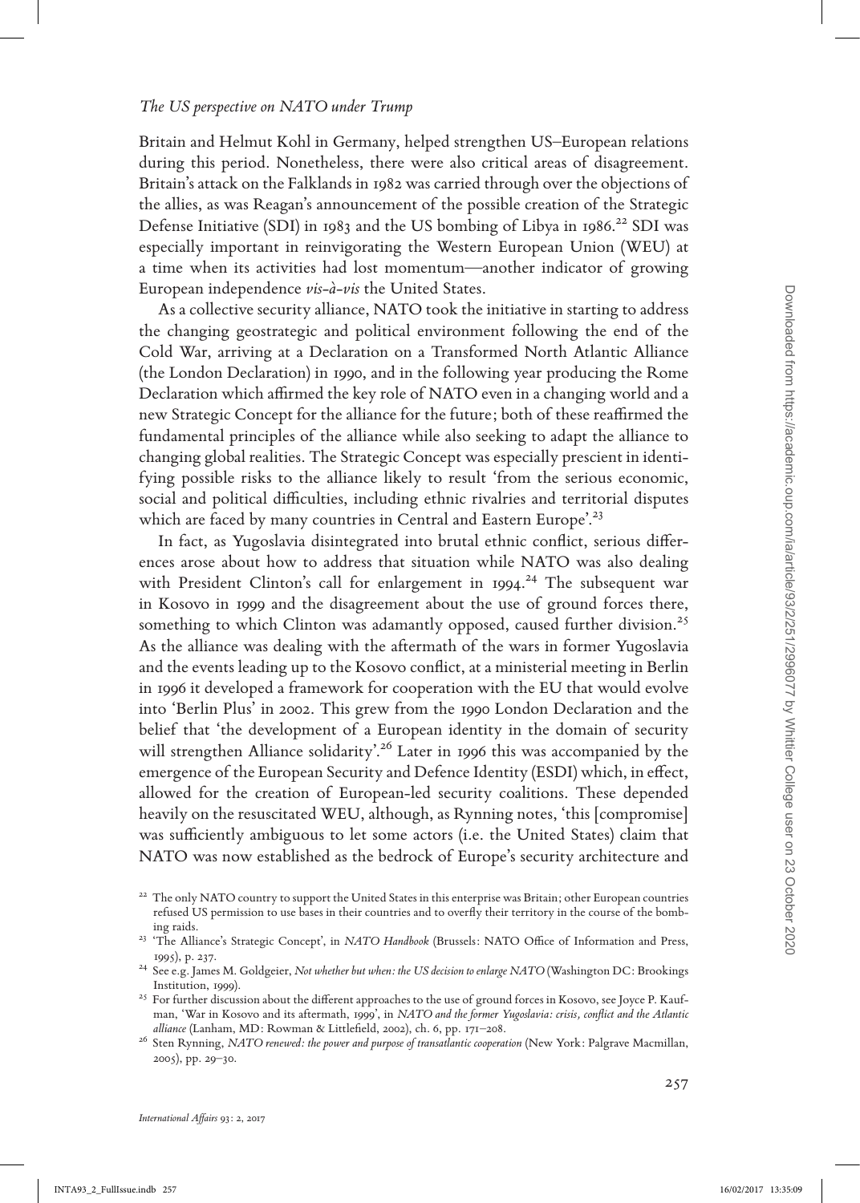Britain and Helmut Kohl in Germany, helped strengthen US–European relations during this period. Nonetheless, there were also critical areas of disagreement. Britain's attack on the Falklands in 1982 was carried through over the objections of the allies, as was Reagan's announcement of the possible creation of the Strategic Defense Initiative (SDI) in 1983 and the US bombing of Libya in 1986.[22] SDI was especially important in reinvigorating the Western European Union (WEU) at a time when its activities had lost momentum—another indicator of growing European independence *vis-à-vis* the United States.

As a collective security alliance, NATO took the initiative in starting to address the changing geostrategic and political environment following the end of the Cold War, arriving at a Declaration on a Transformed North Atlantic Alliance (the London Declaration) in 1990, and in the following year producing the Rome Declaration which affirmed the key role of NATO even in a changing world and a new Strategic Concept for the alliance for the future; both of these reaffirmed the fundamental principles of the alliance while also seeking to adapt the alliance to changing global realities. The Strategic Concept was especially prescient in identifying possible risks to the alliance likely to result 'from the serious economic, social and political difficulties, including ethnic rivalries and territorial disputes which are faced by many countries in Central and Eastern Europe'.[23]

In fact, as Yugoslavia disintegrated into brutal ethnic conflict, serious differences arose about how to address that situation while NATO was also dealing with President Clinton's call for enlargement in 1994.[24] The subsequent war in Kosovo in 1999 and the disagreement about the use of ground forces there, something to which Clinton was adamantly opposed, caused further division.[25] As the alliance was dealing with the aftermath of the wars in former Yugoslavia and the events leading up to the Kosovo conflict, at a ministerial meeting in Berlin in 1996 it developed a framework for cooperation with the EU that would evolve into 'Berlin Plus' in 2002. This grew from the 1990 London Declaration and the belief that 'the development of a European identity in the domain of security will strengthen Alliance solidarity'.[26] Later in 1996 this was accompanied by the emergence of the European Security and Defence Identity (ESDI) which, in effect, allowed for the creation of European-led security coalitions. These depended heavily on the resuscitated WEU, although, as Rynning notes, 'this [compromise] was sufficiently ambiguous to let some actors (i.e. the United States) claim that NATO was now established as the bedrock of Europe's security architecture and

---

[22] The only NATO country to support the United States in this enterprise was Britain; other European countries refused US permission to use bases in their countries and to overfly their territory in the course of the bombing raids.

[23] 'The Alliance's Strategic Concept', in *NATO Handbook* (Brussels: NATO Office of Information and Press, 1995), p. 237.

[24] See e.g. James M. Goldgeier, *Not whether but when: the US decision to enlarge NATO* (Washington DC: Brookings Institution, 1999).

[25] For further discussion about the different approaches to the use of ground forces in Kosovo, see Joyce P. Kaufman, 'War in Kosovo and its aftermath, 1999', in *NATO and the former Yugoslavia: crisis, conflict and the Atlantic alliance* (Lanham, MD: Rowman & Littlefield, 2002), ch. 6, pp. 171–208.

[26] Sten Rynning, *NATO renewed: the power and purpose of transatlantic cooperation* (New York: Palgrave Macmillan, 2005), pp. 29–30.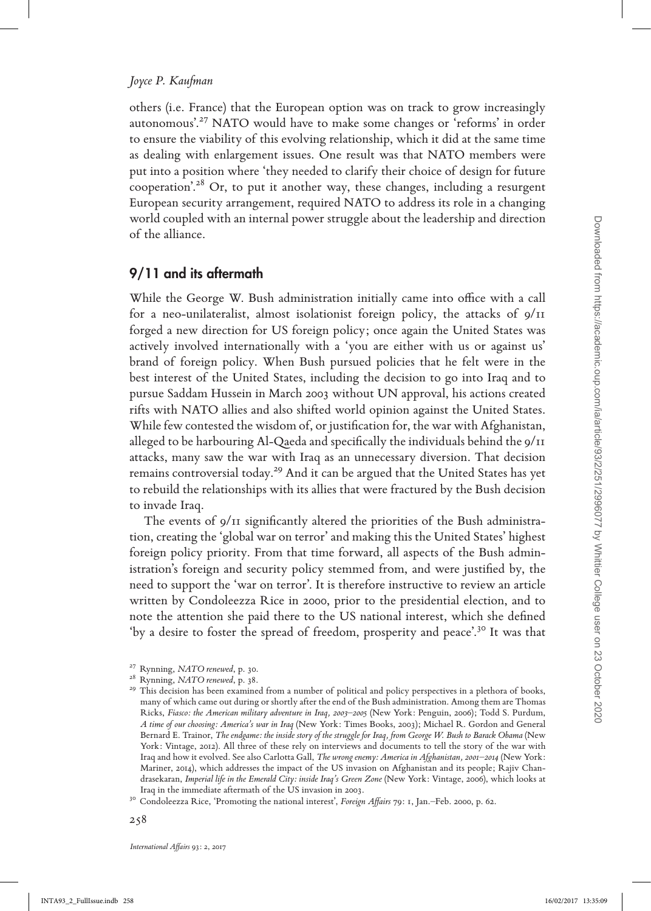others (i.e. France) that the European option was on track to grow increasingly autonomous'.[27] NATO would have to make some changes or 'reforms' in order to ensure the viability of this evolving relationship, which it did at the same time as dealing with enlargement issues. One result was that NATO members were put into a position where 'they needed to clarify their choice of design for future cooperation'.[28] Or, to put it another way, these changes, including a resurgent European security arrangement, required NATO to address its role in a changing world coupled with an internal power struggle about the leadership and direction of the alliance.

## 9/11 and its aftermath

While the George W. Bush administration initially came into office with a call for a neo-unilateralist, almost isolationist foreign policy, the attacks of 9/11 forged a new direction for US foreign policy; once again the United States was actively involved internationally with a 'you are either with us or against us' brand of foreign policy. When Bush pursued policies that he felt were in the best interest of the United States, including the decision to go into Iraq and to pursue Saddam Hussein in March 2003 without UN approval, his actions created rifts with NATO allies and also shifted world opinion against the United States. While few contested the wisdom of, or justification for, the war with Afghanistan, alleged to be harbouring Al-Qaeda and specifically the individuals behind the 9/11 attacks, many saw the war with Iraq as an unnecessary diversion. That decision remains controversial today.[29] And it can be argued that the United States has yet to rebuild the relationships with its allies that were fractured by the Bush decision to invade Iraq.

The events of 9/11 significantly altered the priorities of the Bush administration, creating the 'global war on terror' and making this the United States' highest foreign policy priority. From that time forward, all aspects of the Bush administration's foreign and security policy stemmed from, and were justified by, the need to support the 'war on terror'. It is therefore instructive to review an article written by Condoleezza Rice in 2000, prior to the presidential election, and to note the attention she paid there to the US national interest, which she defined 'by a desire to foster the spread of freedom, prosperity and peace'.[30] It was that

---

[27] Rynning, *NATO renewed*, p. 30.

[28] Rynning, *NATO renewed*, p. 38.

[29] This decision has been examined from a number of political and policy perspectives in a plethora of books, many of which came out during or shortly after the end of the Bush administration. Among them are Thomas Ricks, *Fiasco: the American military adventure in Iraq, 2003–2005* (New York: Penguin, 2006); Todd S. Purdum, *A time of our choosing: America's war in Iraq* (New York: Times Books, 2003); Michael R. Gordon and General Bernard E. Trainor, *The endgame: the inside story of the struggle for Iraq, from George W. Bush to Barack Obama* (New York: Vintage, 2012). All three of these rely on interviews and documents to tell the story of the war with Iraq and how it evolved. See also Carlotta Gall, *The wrong enemy: America in Afghanistan, 2001–2014* (New York: Mariner, 2014), which addresses the impact of the US invasion on Afghanistan and its people; Rajiv Chandrasekaran, *Imperial life in the Emerald City: inside Iraq's Green Zone* (New York: Vintage, 2006), which looks at Iraq in the immediate aftermath of the US invasion in 2003.

[30] Condoleezza Rice, 'Promoting the national interest', *Foreign Affairs* 79: 1, Jan.–Feb. 2000, p. 62.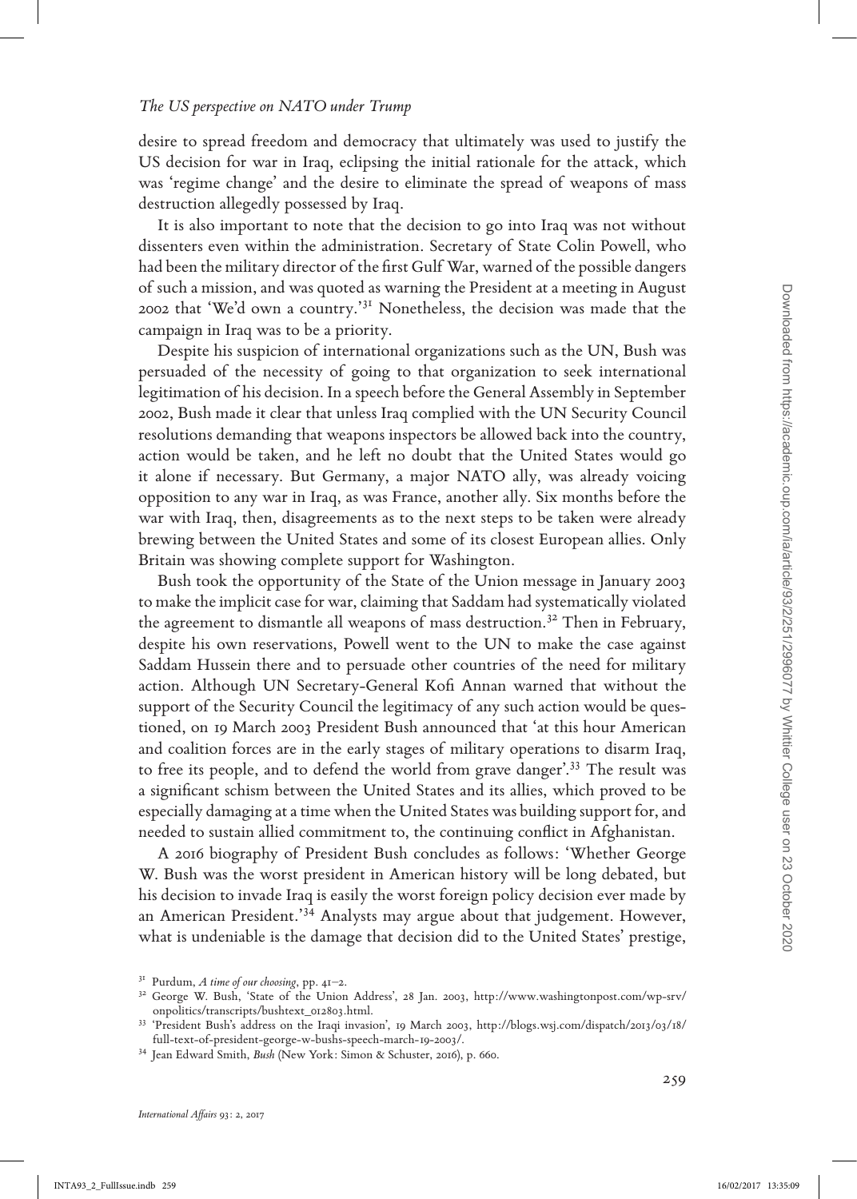desire to spread freedom and democracy that ultimately was used to justify the US decision for war in Iraq, eclipsing the initial rationale for the attack, which was 'regime change' and the desire to eliminate the spread of weapons of mass destruction allegedly possessed by Iraq.

It is also important to note that the decision to go into Iraq was not without dissenters even within the administration. Secretary of State Colin Powell, who had been the military director of the first Gulf War, warned of the possible dangers of such a mission, and was quoted as warning the President at a meeting in August 2002 that 'We'd own a country.'[31] Nonetheless, the decision was made that the campaign in Iraq was to be a priority.

Despite his suspicion of international organizations such as the UN, Bush was persuaded of the necessity of going to that organization to seek international legitimation of his decision. In a speech before the General Assembly in September 2002, Bush made it clear that unless Iraq complied with the UN Security Council resolutions demanding that weapons inspectors be allowed back into the country, action would be taken, and he left no doubt that the United States would go it alone if necessary. But Germany, a major NATO ally, was already voicing opposition to any war in Iraq, as was France, another ally. Six months before the war with Iraq, then, disagreements as to the next steps to be taken were already brewing between the United States and some of its closest European allies. Only Britain was showing complete support for Washington.

Bush took the opportunity of the State of the Union message in January 2003 to make the implicit case for war, claiming that Saddam had systematically violated the agreement to dismantle all weapons of mass destruction.[32] Then in February, despite his own reservations, Powell went to the UN to make the case against Saddam Hussein there and to persuade other countries of the need for military action. Although UN Secretary-General Kofi Annan warned that without the support of the Security Council the legitimacy of any such action would be questioned, on 19 March 2003 President Bush announced that 'at this hour American and coalition forces are in the early stages of military operations to disarm Iraq, to free its people, and to defend the world from grave danger'.[33] The result was a significant schism between the United States and its allies, which proved to be especially damaging at a time when the United States was building support for, and needed to sustain allied commitment to, the continuing conflict in Afghanistan.

A 2016 biography of President Bush concludes as follows: 'Whether George W. Bush was the worst president in American history will be long debated, but his decision to invade Iraq is easily the worst foreign policy decision ever made by an American President.'[34] Analysts may argue about that judgement. However, what is undeniable is the damage that decision did to the United States' prestige,

[31] Purdum, *A time of our choosing*, pp. 41–2.

[32] George W. Bush, 'State of the Union Address', 28 Jan. 2003, http://www.washingtonpost.com/wp-srv/onpolitics/transcripts/bushtext_012803.html.

[33] 'President Bush's address on the Iraqi invasion', 19 March 2003, http://blogs.wsj.com/dispatch/2013/03/18/full-text-of-president-george-w-bushs-speech-march-19-2003/.

[34] Jean Edward Smith, *Bush* (New York: Simon & Schuster, 2016), p. 660.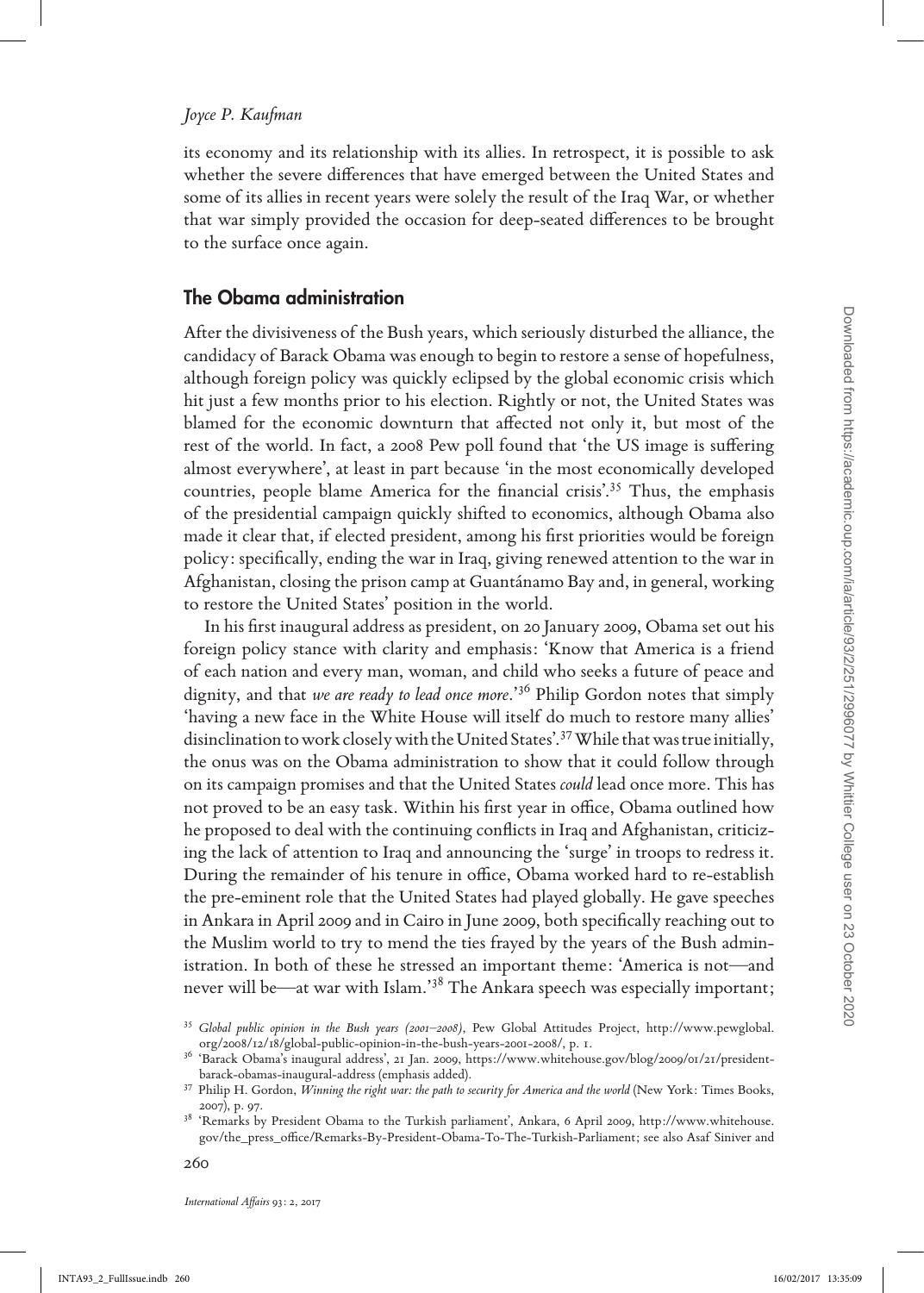its economy and its relationship with its allies. In retrospect, it is possible to ask whether the severe differences that have emerged between the United States and some of its allies in recent years were solely the result of the Iraq War, or whether that war simply provided the occasion for deep-seated differences to be brought to the surface once again.

## The Obama administration

After the divisiveness of the Bush years, which seriously disturbed the alliance, the candidacy of Barack Obama was enough to begin to restore a sense of hopefulness, although foreign policy was quickly eclipsed by the global economic crisis which hit just a few months prior to his election. Rightly or not, the United States was blamed for the economic downturn that affected not only it, but most of the rest of the world. In fact, a 2008 Pew poll found that 'the US image is suffering almost everywhere', at least in part because 'in the most economically developed countries, people blame America for the financial crisis'.[35] Thus, the emphasis of the presidential campaign quickly shifted to economics, although Obama also made it clear that, if elected president, among his first priorities would be foreign policy: specifically, ending the war in Iraq, giving renewed attention to the war in Afghanistan, closing the prison camp at Guantánamo Bay and, in general, working to restore the United States' position in the world.

In his first inaugural address as president, on 20 January 2009, Obama set out his foreign policy stance with clarity and emphasis: 'Know that America is a friend of each nation and every man, woman, and child who seeks a future of peace and dignity, and that *we are ready to lead once more*.'[36] Philip Gordon notes that simply 'having a new face in the White House will itself do much to restore many allies' disinclination to work closely with the United States'.[37] While that was true initially, the onus was on the Obama administration to show that it could follow through on its campaign promises and that the United States *could* lead once more. This has not proved to be an easy task. Within his first year in office, Obama outlined how he proposed to deal with the continuing conflicts in Iraq and Afghanistan, criticizing the lack of attention to Iraq and announcing the 'surge' in troops to redress it. During the remainder of his tenure in office, Obama worked hard to re-establish the pre-eminent role that the United States had played globally. He gave speeches in Ankara in April 2009 and in Cairo in June 2009, both specifically reaching out to the Muslim world to try to mend the ties frayed by the years of the Bush administration. In both of these he stressed an important theme: 'America is not—and never will be—at war with Islam.'[38] The Ankara speech was especially important;

---

[35] *Global public opinion in the Bush years (2001–2008)*, Pew Global Attitudes Project, http://www.pewglobal.org/2008/12/18/global-public-opinion-in-the-bush-years-2001-2008/, p. 1.

[36] 'Barack Obama's inaugural address', 21 Jan. 2009, https://www.whitehouse.gov/blog/2009/01/21/president-barack-obamas-inaugural-address (emphasis added).

[37] Philip H. Gordon, *Winning the right war: the path to security for America and the world* (New York: Times Books, 2007), p. 97.

[38] 'Remarks by President Obama to the Turkish parliament', Ankara, 6 April 2009, http://www.whitehouse.gov/the_press_office/Remarks-By-President-Obama-To-The-Turkish-Parliament; see also Asaf Siniver and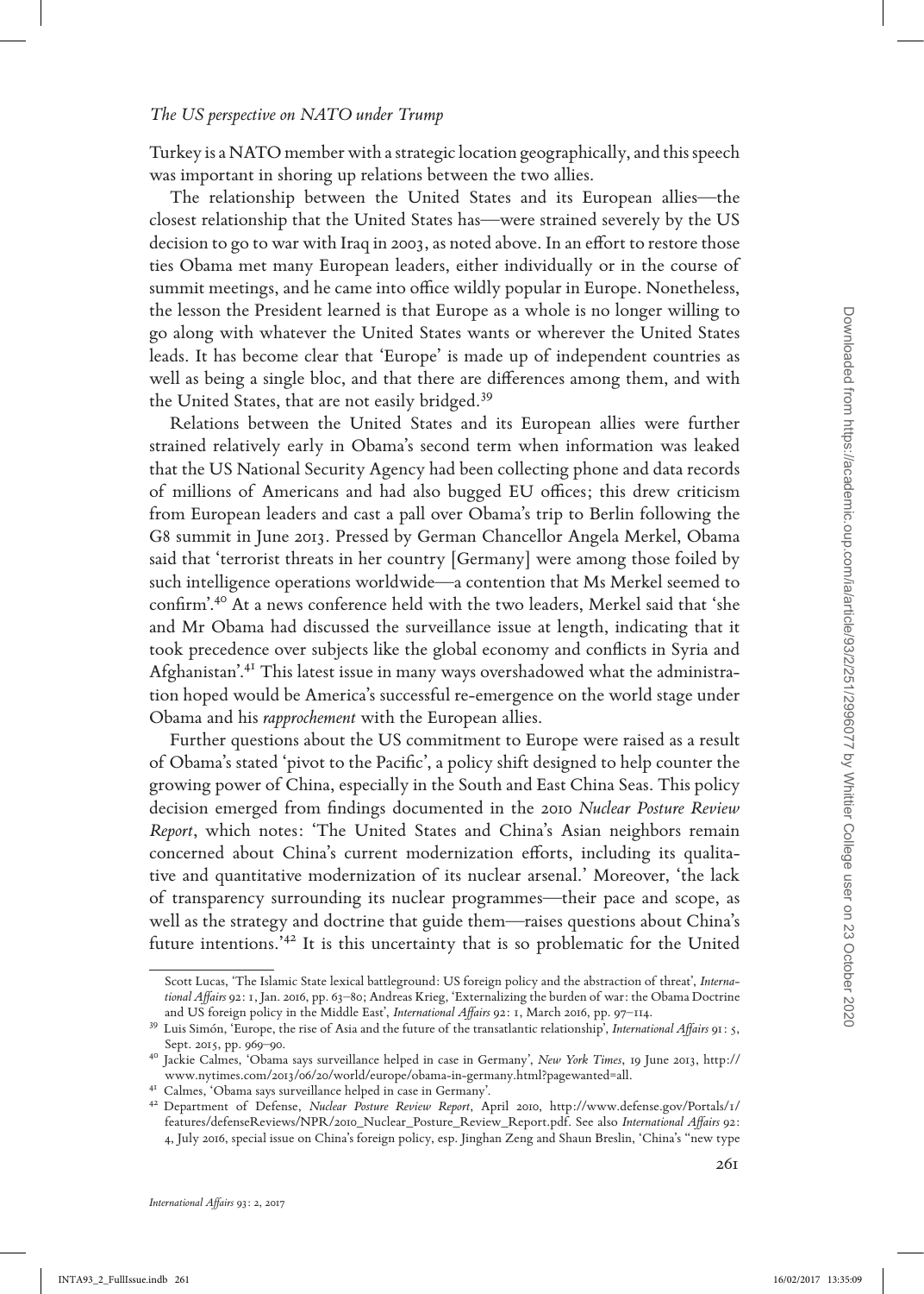Turkey is a NATO member with a strategic location geographically, and this speech was important in shoring up relations between the two allies.

The relationship between the United States and its European allies—the closest relationship that the United States has—were strained severely by the US decision to go to war with Iraq in 2003, as noted above. In an effort to restore those ties Obama met many European leaders, either individually or in the course of summit meetings, and he came into office wildly popular in Europe. Nonetheless, the lesson the President learned is that Europe as a whole is no longer willing to go along with whatever the United States wants or wherever the United States leads. It has become clear that 'Europe' is made up of independent countries as well as being a single bloc, and that there are differences among them, and with the United States, that are not easily bridged.[39]

Relations between the United States and its European allies were further strained relatively early in Obama's second term when information was leaked that the US National Security Agency had been collecting phone and data records of millions of Americans and had also bugged EU offices; this drew criticism from European leaders and cast a pall over Obama's trip to Berlin following the G8 summit in June 2013. Pressed by German Chancellor Angela Merkel, Obama said that 'terrorist threats in her country [Germany] were among those foiled by such intelligence operations worldwide—a contention that Ms Merkel seemed to confirm'.[40] At a news conference held with the two leaders, Merkel said that 'she and Mr Obama had discussed the surveillance issue at length, indicating that it took precedence over subjects like the global economy and conflicts in Syria and Afghanistan'.[41] This latest issue in many ways overshadowed what the administration hoped would be America's successful re-emergence on the world stage under Obama and his *rapprochement* with the European allies.

Further questions about the US commitment to Europe were raised as a result of Obama's stated 'pivot to the Pacific', a policy shift designed to help counter the growing power of China, especially in the South and East China Seas. This policy decision emerged from findings documented in the 2010 *Nuclear Posture Review Report*, which notes: 'The United States and China's Asian neighbors remain concerned about China's current modernization efforts, including its qualitative and quantitative modernization of its nuclear arsenal.' Moreover, 'the lack of transparency surrounding its nuclear programmes—their pace and scope, as well as the strategy and doctrine that guide them—raises questions about China's future intentions.'[42] It is this uncertainty that is so problematic for the United

---

Scott Lucas, 'The Islamic State lexical battleground: US foreign policy and the abstraction of threat', *International Affairs* 92: 1, Jan. 2016, pp. 63–80; Andreas Krieg, 'Externalizing the burden of war: the Obama Doctrine and US foreign policy in the Middle East', *International Affairs* 92: 1, March 2016, pp. 97–114.

[39] Luis Simón, 'Europe, the rise of Asia and the future of the transatlantic relationship', *International Affairs* 91: 5, Sept. 2015, pp. 969–90.

[40] Jackie Calmes, 'Obama says surveillance helped in case in Germany', *New York Times*, 19 June 2013, http://www.nytimes.com/2013/06/20/world/europe/obama-in-germany.html?pagewanted=all.

[41] Calmes, 'Obama says surveillance helped in case in Germany'.

[42] Department of Defense, *Nuclear Posture Review Report*, April 2010, http://www.defense.gov/Portals/1/features/defenseReviews/NPR/2010_Nuclear_Posture_Review_Report.pdf. See also *International Affairs* 92: 4, July 2016, special issue on China's foreign policy, esp. Jinghan Zeng and Shaun Breslin, 'China's "new type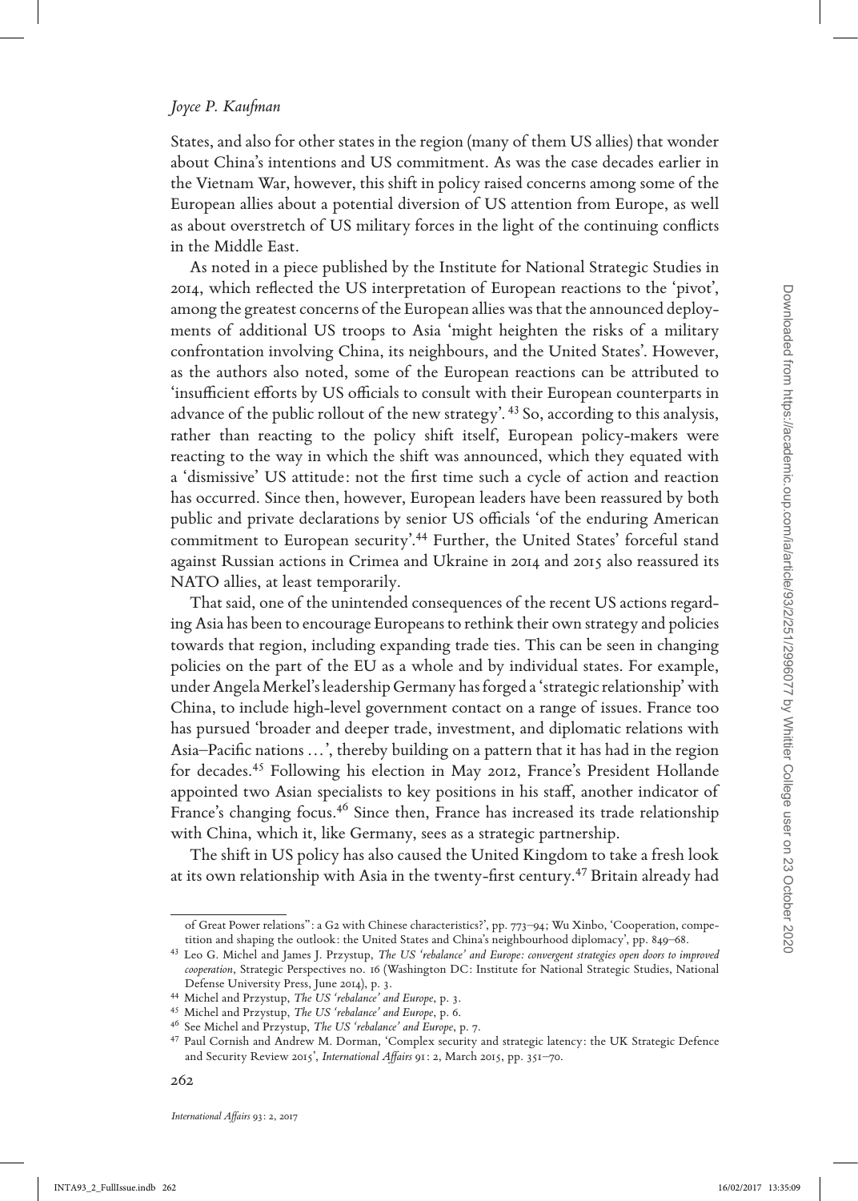States, and also for other states in the region (many of them US allies) that wonder about China's intentions and US commitment. As was the case decades earlier in the Vietnam War, however, this shift in policy raised concerns among some of the European allies about a potential diversion of US attention from Europe, as well as about overstretch of US military forces in the light of the continuing conflicts in the Middle East.

As noted in a piece published by the Institute for National Strategic Studies in 2014, which reflected the US interpretation of European reactions to the 'pivot', among the greatest concerns of the European allies was that the announced deployments of additional US troops to Asia 'might heighten the risks of a military confrontation involving China, its neighbours, and the United States'. However, as the authors also noted, some of the European reactions can be attributed to 'insufficient efforts by US officials to consult with their European counterparts in advance of the public rollout of the new strategy'.[43] So, according to this analysis, rather than reacting to the policy shift itself, European policy-makers were reacting to the way in which the shift was announced, which they equated with a 'dismissive' US attitude: not the first time such a cycle of action and reaction has occurred. Since then, however, European leaders have been reassured by both public and private declarations by senior US officials 'of the enduring American commitment to European security'.[44] Further, the United States' forceful stand against Russian actions in Crimea and Ukraine in 2014 and 2015 also reassured its NATO allies, at least temporarily.

That said, one of the unintended consequences of the recent US actions regarding Asia has been to encourage Europeans to rethink their own strategy and policies towards that region, including expanding trade ties. This can be seen in changing policies on the part of the EU as a whole and by individual states. For example, under Angela Merkel's leadership Germany has forged a 'strategic relationship' with China, to include high-level government contact on a range of issues. France too has pursued 'broader and deeper trade, investment, and diplomatic relations with Asia–Pacific nations ...', thereby building on a pattern that it has had in the region for decades.[45] Following his election in May 2012, France's President Hollande appointed two Asian specialists to key positions in his staff, another indicator of France's changing focus.[46] Since then, France has increased its trade relationship with China, which it, like Germany, sees as a strategic partnership.

The shift in US policy has also caused the United Kingdom to take a fresh look at its own relationship with Asia in the twenty-first century.[47] Britain already had

---

of Great Power relations": a G2 with Chinese characteristics?', pp. 773–94; Wu Xinbo, 'Cooperation, competition and shaping the outlook: the United States and China's neighbourhood diplomacy', pp. 849–68.

[43] Leo G. Michel and James J. Przystup, *The US 'rebalance' and Europe: convergent strategies open doors to improved cooperation*, Strategic Perspectives no. 16 (Washington DC: Institute for National Strategic Studies, National Defense University Press, June 2014), p. 3.

[44] Michel and Przystup, *The US 'rebalance' and Europe*, p. 3.

[45] Michel and Przystup, *The US 'rebalance' and Europe*, p. 6.

[46] See Michel and Przystup, *The US 'rebalance' and Europe*, p. 7.

[47] Paul Cornish and Andrew M. Dorman, 'Complex security and strategic latency: the UK Strategic Defence and Security Review 2015', *International Affairs* 91: 2, March 2015, pp. 351–70.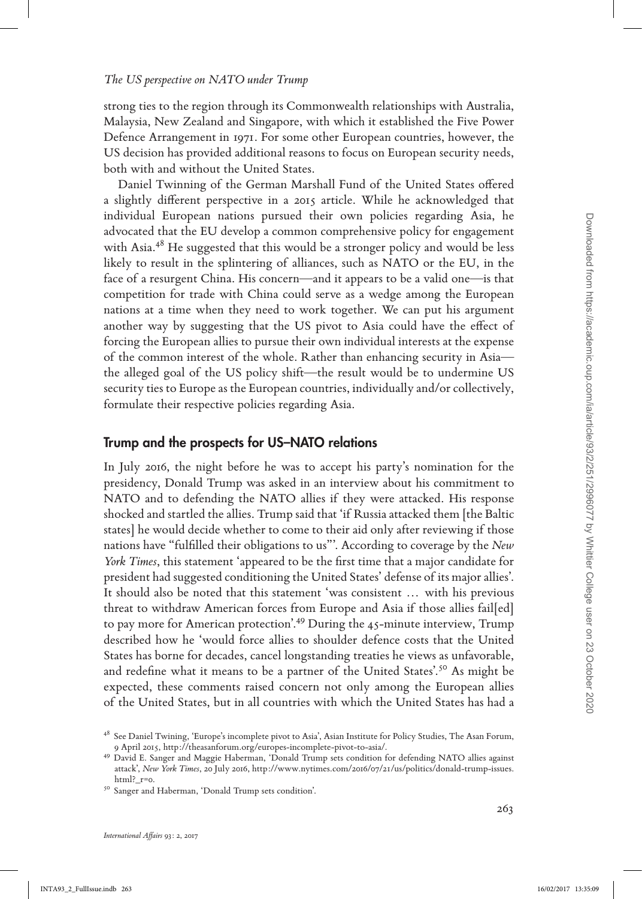strong ties to the region through its Commonwealth relationships with Australia, Malaysia, New Zealand and Singapore, with which it established the Five Power Defence Arrangement in 1971. For some other European countries, however, the US decision has provided additional reasons to focus on European security needs, both with and without the United States.

Daniel Twinning of the German Marshall Fund of the United States offered a slightly different perspective in a 2015 article. While he acknowledged that individual European nations pursued their own policies regarding Asia, he advocated that the EU develop a common comprehensive policy for engagement with Asia.[48] He suggested that this would be a stronger policy and would be less likely to result in the splintering of alliances, such as NATO or the EU, in the face of a resurgent China. His concern—and it appears to be a valid one—is that competition for trade with China could serve as a wedge among the European nations at a time when they need to work together. We can put his argument another way by suggesting that the US pivot to Asia could have the effect of forcing the European allies to pursue their own individual interests at the expense of the common interest of the whole. Rather than enhancing security in Asia—the alleged goal of the US policy shift—the result would be to undermine US security ties to Europe as the European countries, individually and/or collectively, formulate their respective policies regarding Asia.

## Trump and the prospects for US–NATO relations

In July 2016, the night before he was to accept his party's nomination for the presidency, Donald Trump was asked in an interview about his commitment to NATO and to defending the NATO allies if they were attacked. His response shocked and startled the allies. Trump said that 'if Russia attacked them [the Baltic states] he would decide whether to come to their aid only after reviewing if those nations have "fulfilled their obligations to us"'. According to coverage by the *New York Times*, this statement 'appeared to be the first time that a major candidate for president had suggested conditioning the United States' defense of its major allies'. It should also be noted that this statement 'was consistent … with his previous threat to withdraw American forces from Europe and Asia if those allies fail[ed] to pay more for American protection'.[49] During the 45-minute interview, Trump described how he 'would force allies to shoulder defence costs that the United States has borne for decades, cancel longstanding treaties he views as unfavorable, and redefine what it means to be a partner of the United States'.[50] As might be expected, these comments raised concern not only among the European allies of the United States, but in all countries with which the United States has had a

[48] See Daniel Twining, 'Europe's incomplete pivot to Asia', Asian Institute for Policy Studies, The Asan Forum, 9 April 2015, http://theasanforum.org/europes-incomplete-pivot-to-asia/.

[49] David E. Sanger and Maggie Haberman, 'Donald Trump sets condition for defending NATO allies against attack', *New York Times*, 20 July 2016, http://www.nytimes.com/2016/07/21/us/politics/donald-trump-issues.html?_r=0.

[50] Sanger and Haberman, 'Donald Trump sets condition'.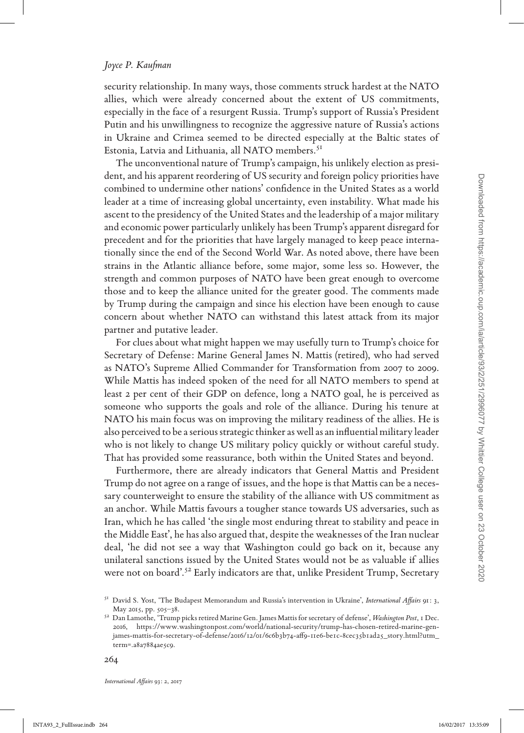security relationship. In many ways, those comments struck hardest at the NATO allies, which were already concerned about the extent of US commitments, especially in the face of a resurgent Russia. Trump's support of Russia's President Putin and his unwillingness to recognize the aggressive nature of Russia's actions in Ukraine and Crimea seemed to be directed especially at the Baltic states of Estonia, Latvia and Lithuania, all NATO members.[51]

The unconventional nature of Trump's campaign, his unlikely election as president, and his apparent reordering of US security and foreign policy priorities have combined to undermine other nations' confidence in the United States as a world leader at a time of increasing global uncertainty, even instability. What made his ascent to the presidency of the United States and the leadership of a major military and economic power particularly unlikely has been Trump's apparent disregard for precedent and for the priorities that have largely managed to keep peace internationally since the end of the Second World War. As noted above, there have been strains in the Atlantic alliance before, some major, some less so. However, the strength and common purposes of NATO have been great enough to overcome those and to keep the alliance united for the greater good. The comments made by Trump during the campaign and since his election have been enough to cause concern about whether NATO can withstand this latest attack from its major partner and putative leader.

For clues about what might happen we may usefully turn to Trump's choice for Secretary of Defense: Marine General James N. Mattis (retired), who had served as NATO's Supreme Allied Commander for Transformation from 2007 to 2009. While Mattis has indeed spoken of the need for all NATO members to spend at least 2 per cent of their GDP on defence, long a NATO goal, he is perceived as someone who supports the goals and role of the alliance. During his tenure at NATO his main focus was on improving the military readiness of the allies. He is also perceived to be a serious strategic thinker as well as an influential military leader who is not likely to change US military policy quickly or without careful study. That has provided some reassurance, both within the United States and beyond.

Furthermore, there are already indicators that General Mattis and President Trump do not agree on a range of issues, and the hope is that Mattis can be a necessary counterweight to ensure the stability of the alliance with US commitment as an anchor. While Mattis favours a tougher stance towards US adversaries, such as Iran, which he has called 'the single most enduring threat to stability and peace in the Middle East', he has also argued that, despite the weaknesses of the Iran nuclear deal, 'he did not see a way that Washington could go back on it, because any unilateral sanctions issued by the United States would not be as valuable if allies were not on board'.[52] Early indicators are that, unlike President Trump, Secretary

[51] David S. Yost, 'The Budapest Memorandum and Russia's intervention in Ukraine', *International Affairs* 91: 3, May 2015, pp. 505–38.

[52] Dan Lamothe, 'Trump picks retired Marine Gen. James Mattis for secretary of defense', *Washington Post*, 1 Dec. 2016, https://www.washingtonpost.com/world/national-security/trump-has-chosen-retired-marine-gen-james-mattis-for-secretary-of-defense/2016/12/01/6c6b3b74-aff9-11e6-be1c-8cec35b1ad25_story.html?utm_term=.a8a7884ae5c9.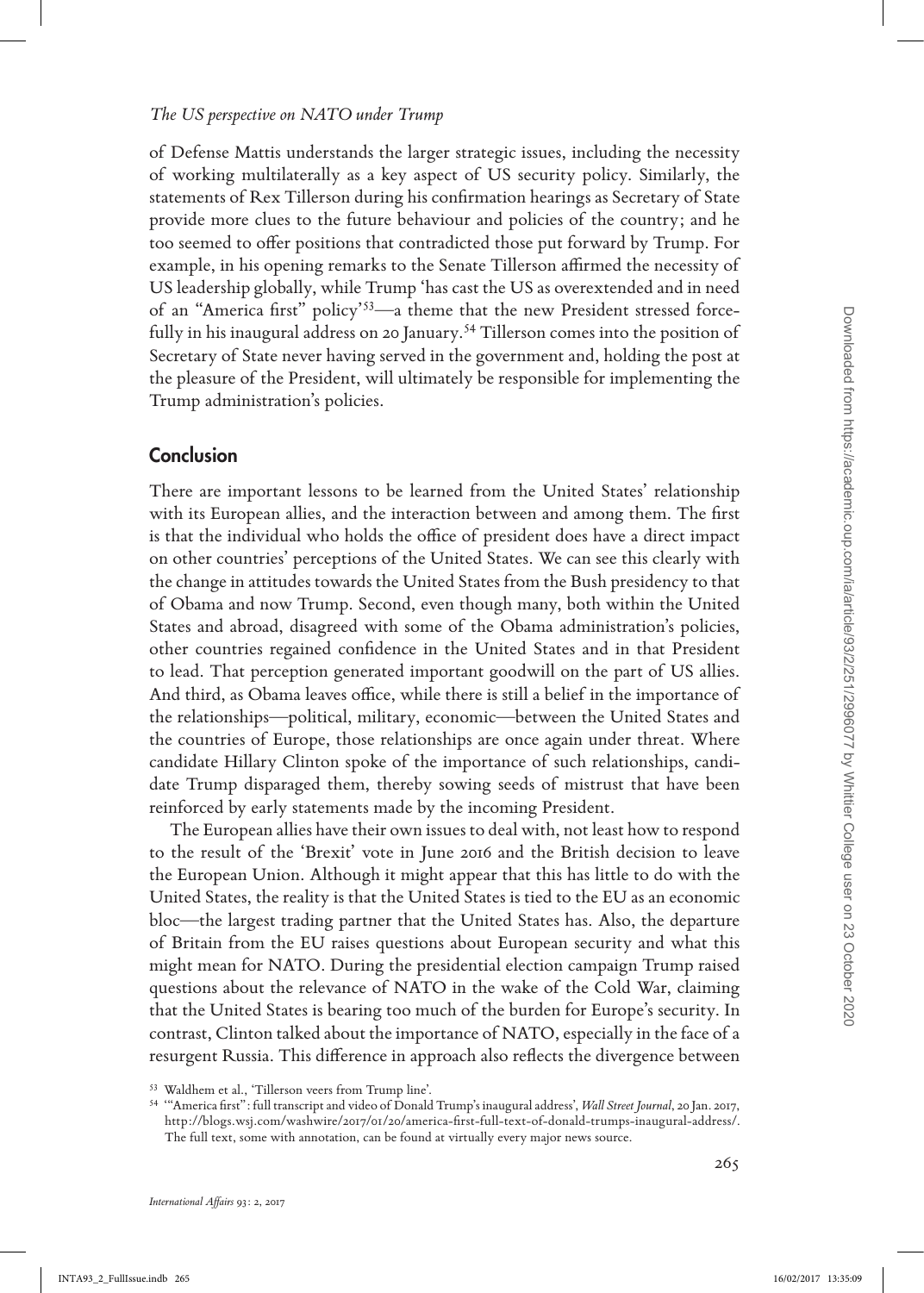of Defense Mattis understands the larger strategic issues, including the necessity of working multilaterally as a key aspect of US security policy. Similarly, the statements of Rex Tillerson during his confirmation hearings as Secretary of State provide more clues to the future behaviour and policies of the country; and he too seemed to offer positions that contradicted those put forward by Trump. For example, in his opening remarks to the Senate Tillerson affirmed the necessity of US leadership globally, while Trump 'has cast the US as overextended and in need of an "America first" policy'[53]—a theme that the new President stressed forcefully in his inaugural address on 20 January.[54] Tillerson comes into the position of Secretary of State never having served in the government and, holding the post at the pleasure of the President, will ultimately be responsible for implementing the Trump administration's policies.

## Conclusion

There are important lessons to be learned from the United States' relationship with its European allies, and the interaction between and among them. The first is that the individual who holds the office of president does have a direct impact on other countries' perceptions of the United States. We can see this clearly with the change in attitudes towards the United States from the Bush presidency to that of Obama and now Trump. Second, even though many, both within the United States and abroad, disagreed with some of the Obama administration's policies, other countries regained confidence in the United States and in that President to lead. That perception generated important goodwill on the part of US allies. And third, as Obama leaves office, while there is still a belief in the importance of the relationships—political, military, economic—between the United States and the countries of Europe, those relationships are once again under threat. Where candidate Hillary Clinton spoke of the importance of such relationships, candidate Trump disparaged them, thereby sowing seeds of mistrust that have been reinforced by early statements made by the incoming President.

The European allies have their own issues to deal with, not least how to respond to the result of the 'Brexit' vote in June 2016 and the British decision to leave the European Union. Although it might appear that this has little to do with the United States, the reality is that the United States is tied to the EU as an economic bloc—the largest trading partner that the United States has. Also, the departure of Britain from the EU raises questions about European security and what this might mean for NATO. During the presidential election campaign Trump raised questions about the relevance of NATO in the wake of the Cold War, claiming that the United States is bearing too much of the burden for Europe's security. In contrast, Clinton talked about the importance of NATO, especially in the face of a resurgent Russia. This difference in approach also reflects the divergence between

---

[53] Waldhem et al., 'Tillerson veers from Trump line'.

[54] '"America first": full transcript and video of Donald Trump's inaugural address', *Wall Street Journal*, 20 Jan. 2017, http://blogs.wsj.com/washwire/2017/01/20/america-first-full-text-of-donald-trumps-inaugural-address/. The full text, some with annotation, can be found at virtually every major news source.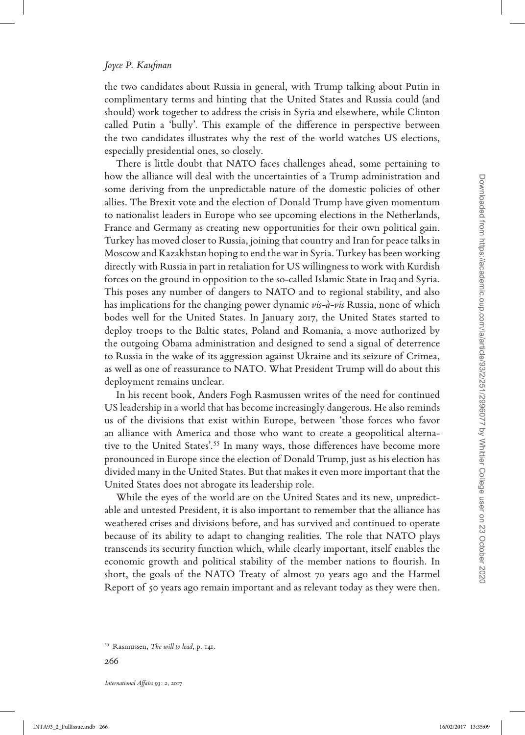the two candidates about Russia in general, with Trump talking about Putin in complimentary terms and hinting that the United States and Russia could (and should) work together to address the crisis in Syria and elsewhere, while Clinton called Putin a 'bully'. This example of the difference in perspective between the two candidates illustrates why the rest of the world watches US elections, especially presidential ones, so closely.

There is little doubt that NATO faces challenges ahead, some pertaining to how the alliance will deal with the uncertainties of a Trump administration and some deriving from the unpredictable nature of the domestic policies of other allies. The Brexit vote and the election of Donald Trump have given momentum to nationalist leaders in Europe who see upcoming elections in the Netherlands, France and Germany as creating new opportunities for their own political gain. Turkey has moved closer to Russia, joining that country and Iran for peace talks in Moscow and Kazakhstan hoping to end the war in Syria. Turkey has been working directly with Russia in part in retaliation for US willingness to work with Kurdish forces on the ground in opposition to the so-called Islamic State in Iraq and Syria. This poses any number of dangers to NATO and to regional stability, and also has implications for the changing power dynamic *vis-à-vis* Russia, none of which bodes well for the United States. In January 2017, the United States started to deploy troops to the Baltic states, Poland and Romania, a move authorized by the outgoing Obama administration and designed to send a signal of deterrence to Russia in the wake of its aggression against Ukraine and its seizure of Crimea, as well as one of reassurance to NATO. What President Trump will do about this deployment remains unclear.

In his recent book, Anders Fogh Rasmussen writes of the need for continued US leadership in a world that has become increasingly dangerous. He also reminds us of the divisions that exist within Europe, between 'those forces who favor an alliance with America and those who want to create a geopolitical alternative to the United States'.[55] In many ways, those differences have become more pronounced in Europe since the election of Donald Trump, just as his election has divided many in the United States. But that makes it even more important that the United States does not abrogate its leadership role.

While the eyes of the world are on the United States and its new, unpredictable and untested President, it is also important to remember that the alliance has weathered crises and divisions before, and has survived and continued to operate because of its ability to adapt to changing realities. The role that NATO plays transcends its security function which, while clearly important, itself enables the economic growth and political stability of the member nations to flourish. In short, the goals of the NATO Treaty of almost 70 years ago and the Harmel Report of 50 years ago remain important and as relevant today as they were then.

[55] Rasmussen, *The will to lead*, p. 141.